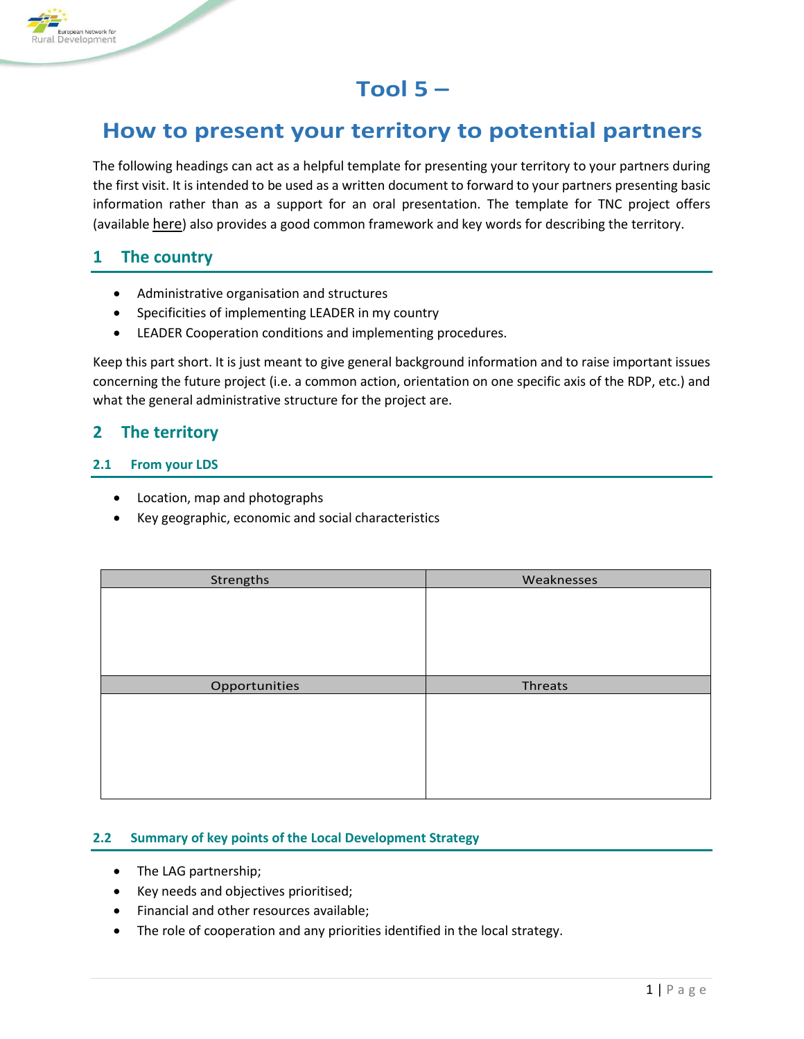# Tool 5 –

# How to present your territory to potential partners

The following headings can act as a helpful template for presenting your territory to your partners during the first visit. It is intended to be used as a written document to forward to your partners presenting basic information rather than as a support for an oral presentation. The template for TNC project offers (available here) also provides a good common framework and key words for describing the territory.

## 1 The country

- Administrative organisation and structures
- Specificities of implementing LEADER in my country
- LEADER Cooperation conditions and implementing procedures.

Keep this part short. It is just meant to give general background information and to raise important issues concerning the future project (i.e. a common action, orientation on one specific axis of the RDP, etc.) and what the general administrative structure for the project are.

## 2 The territory

### 2.1 From your LDS

- Location, map and photographs
- Key geographic, economic and social characteristics

| Strengths | Weaknesses |
|---|---|
| | |
| **Opportunities** | **Threats** |
| | |

### 2.2 Summary of key points of the Local Development Strategy

- The LAG partnership;
- Key needs and objectives prioritised;
- Financial and other resources available;
- The role of cooperation and any priorities identified in the local strategy.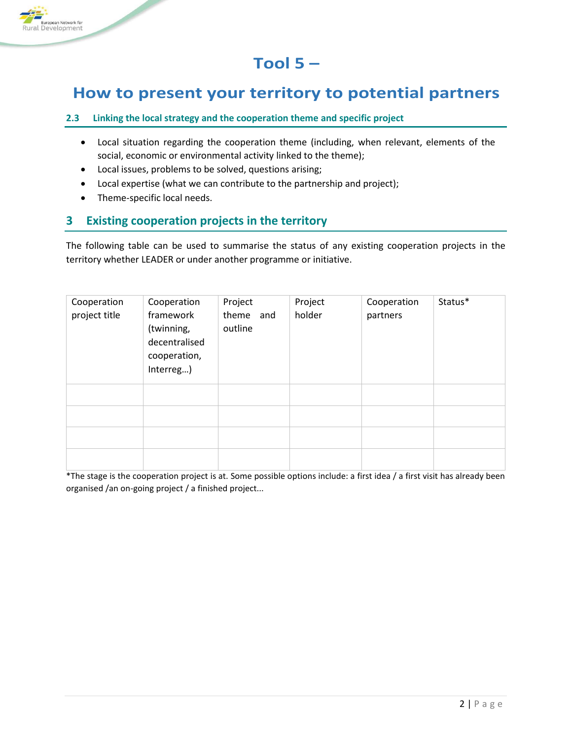# Tool 5 –

# How to present your territory to potential partners

### 2.3 Linking the local strategy and the cooperation theme and specific project

- Local situation regarding the cooperation theme (including, when relevant, elements of the social, economic or environmental activity linked to the theme);
- Local issues, problems to be solved, questions arising;
- Local expertise (what we can contribute to the partnership and project);
- Theme-specific local needs.

## 3 Existing cooperation projects in the territory

The following table can be used to summarise the status of any existing cooperation projects in the territory whether LEADER or under another programme or initiative.

| Cooperation project title | Cooperation framework (twinning, decentralised cooperation, Interreg…) | Project theme and outline | Project holder | Cooperation partners | Status* |
|---|---|---|---|---|---|
| | | | | | |
| | | | | | |
| | | | | | |
| | | | | | |

*The stage is the cooperation project is at. Some possible options include: a first idea / a first visit has already been organised /an on-going project / a finished project...